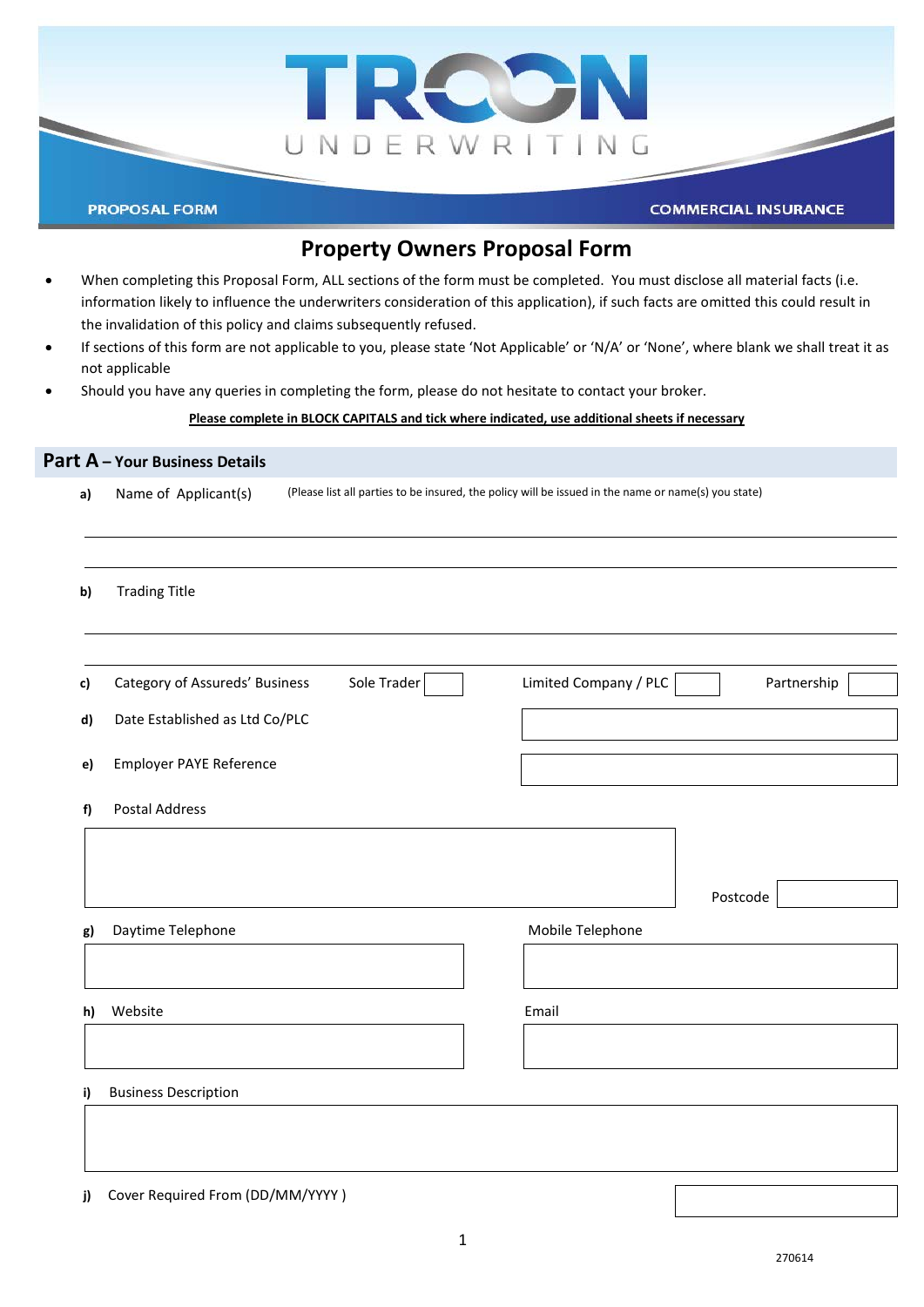TROON UNDERWRITING

PROPOSAL FORM | COMMERCIAL INSURANCE

# Property Owners Proposal Form

- When completing this Proposal Form, ALL sections of the form must be completed. You must disclose all material facts (i.e. information likely to influence the underwriters consideration of this application), if such facts are omitted this could result in the invalidation of this policy and claims subsequently refused.
- If sections of this form are not applicable to you, please state 'Not Applicable' or 'N/A' or 'None', where blank we shall treat it as not applicable
- Should you have any queries in completing the form, please do not hesitate to contact your broker.

**Please complete in BLOCK CAPITALS and tick where indicated, use additional sheets if necessary**

## Part A – Your Business Details

**a)** Name of Applicant(s) (Please list all parties to be insured, the policy will be issued in the name or name(s) you state)

**b)** Trading Title

**c)** Category of Assureds' Business Sole Trader ☐ Limited Company / PLC ☐ Partnership ☐

**d)** Date Established as Ltd Co/PLC

**e)** Employer PAYE Reference

**f)** Postal Address

Postcode

**g)** Daytime Telephone

Mobile Telephone

**h)** Website

Email

**i)** Business Description

**j)** Cover Required From (DD/MM/YYYY )

270614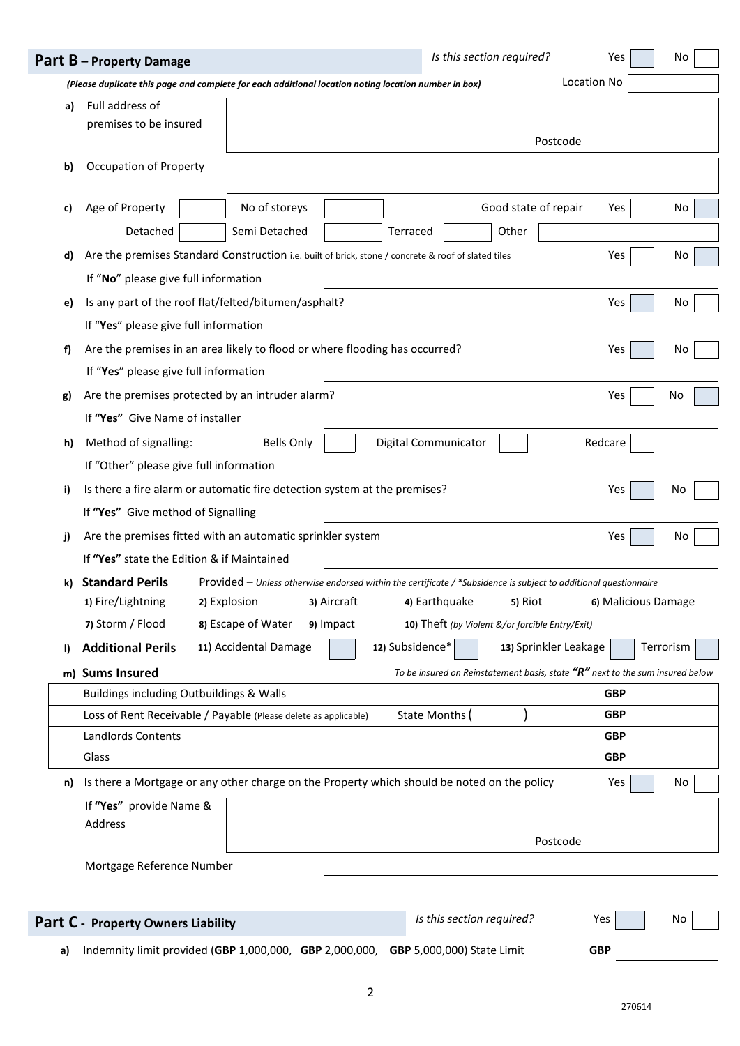## Part B – Property Damage

*Is this section required?* Yes ☐ No ☐

***(Please duplicate this page and complete for each additional location noting location number in box)*** Location No ☐

**a)** Full address of premises to be insured

Postcode

**b)** Occupation of Property

**c)** Age of Property ☐ No of storeys ☐ Good state of repair Yes ☐ No ☐

Detached ☐ Semi Detached ☐ Terraced ☐ Other ☐

**d)** Are the premises Standard Construction i.e. built of brick, stone / concrete & roof of slated tiles Yes ☐ No ☐

If "**No**" please give full information

**e)** Is any part of the roof flat/felted/bitumen/asphalt? Yes ☐ No ☐

If "**Yes**" please give full information

**f)** Are the premises in an area likely to flood or where flooding has occurred? Yes ☐ No ☐

If "**Yes**" please give full information

**g)** Are the premises protected by an intruder alarm? Yes ☐ No ☐

If **"Yes"** Give Name of installer

**h)** Method of signalling: Bells Only ☐ Digital Communicator ☐ Redcare ☐

If "Other" please give full information

**i)** Is there a fire alarm or automatic fire detection system at the premises? Yes ☐ No ☐

If **"Yes"** Give method of Signalling

**j)** Are the premises fitted with an automatic sprinkler system Yes ☐ No ☐

If **"Yes"** state the Edition & if Maintained

**k) Standard Perils** Provided – *Unless otherwise endorsed within the certificate / *Subsidence is subject to additional questionnaire*

**1)** Fire/Lightning **2)** Explosion **3)** Aircraft **4)** Earthquake **5)** Riot **6)** Malicious Damage

**7)** Storm / Flood **8)** Escape of Water **9)** Impact **10)** Theft *(by Violent &/or forcible Entry/Exit)*

**l) Additional Perils** 11) Accidental Damage ☐ 12) Subsidence* ☐ 13) Sprinkler Leakage ☐ Terrorism ☐

**m) Sums Insured** *To be insured on Reinstatement basis, state **"R"** next to the sum insured below*

| | | |
|---|---|---|
| Buildings including Outbuildings & Walls | | **GBP** |
| Loss of Rent Receivable / Payable (Please delete as applicable) | State Months (          ) | **GBP** |
| Landlords Contents | | **GBP** |
| Glass | | **GBP** |

**n)** Is there a Mortgage or any other charge on the Property which should be noted on the policy Yes ☐ No ☐

If **"Yes"** provide Name & Address

Postcode

Mortgage Reference Number

## Part C - Property Owners Liability

*Is this section required?* Yes ☐ No ☐

**a)** Indemnity limit provided (**GBP** 1,000,000, **GBP** 2,000,000, **GBP** 5,000,000) State Limit **GBP**

270614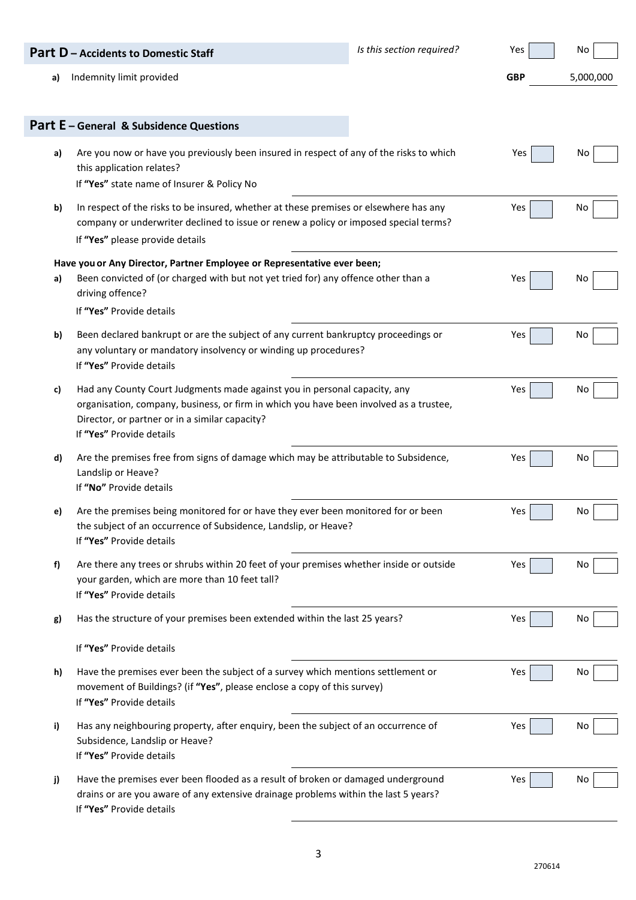## Part D – Accidents to Domestic Staff

*Is this section required?* Yes ☐ No ☐

**a)** Indemnity limit provided **GBP** 5,000,000

## Part E – General & Subsidence Questions

**a)** Are you now or have you previously been insured in respect of any of the risks to which this application relates? Yes ☐ No ☐

If **"Yes"** state name of Insurer & Policy No

**b)** In respect of the risks to be insured, whether at these premises or elsewhere has any company or underwriter declined to issue or renew a policy or imposed special terms? Yes ☐ No ☐

If **"Yes"** please provide details

**Have you or Any Director, Partner Employee or Representative ever been;**

**a)** Been convicted of (or charged with but not yet tried for) any offence other than a driving offence? Yes ☐ No ☐

If **"Yes"** Provide details

**b)** Been declared bankrupt or are the subject of any current bankruptcy proceedings or any voluntary or mandatory insolvency or winding up procedures? Yes ☐ No ☐

If **"Yes"** Provide details

**c)** Had any County Court Judgments made against you in personal capacity, any organisation, company, business, or firm in which you have been involved as a trustee, Director, or partner or in a similar capacity? Yes ☐ No ☐

If **"Yes"** Provide details

**d)** Are the premises free from signs of damage which may be attributable to Subsidence, Landslip or Heave? Yes ☐ No ☐

If **"No"** Provide details

**e)** Are the premises being monitored for or have they ever been monitored for or been the subject of an occurrence of Subsidence, Landslip, or Heave? Yes ☐ No ☐

If **"Yes"** Provide details

**f)** Are there any trees or shrubs within 20 feet of your premises whether inside or outside your garden, which are more than 10 feet tall? Yes ☐ No ☐

If **"Yes"** Provide details

**g)** Has the structure of your premises been extended within the last 25 years? Yes ☐ No ☐

If **"Yes"** Provide details

**h)** Have the premises ever been the subject of a survey which mentions settlement or movement of Buildings? (if **"Yes"**, please enclose a copy of this survey) Yes ☐ No ☐

If **"Yes"** Provide details

**i)** Has any neighbouring property, after enquiry, been the subject of an occurrence of Subsidence, Landslip or Heave? Yes ☐ No ☐

If **"Yes"** Provide details

**j)** Have the premises ever been flooded as a result of broken or damaged underground drains or are you aware of any extensive drainage problems within the last 5 years? Yes ☐ No ☐

If **"Yes"** Provide details

270614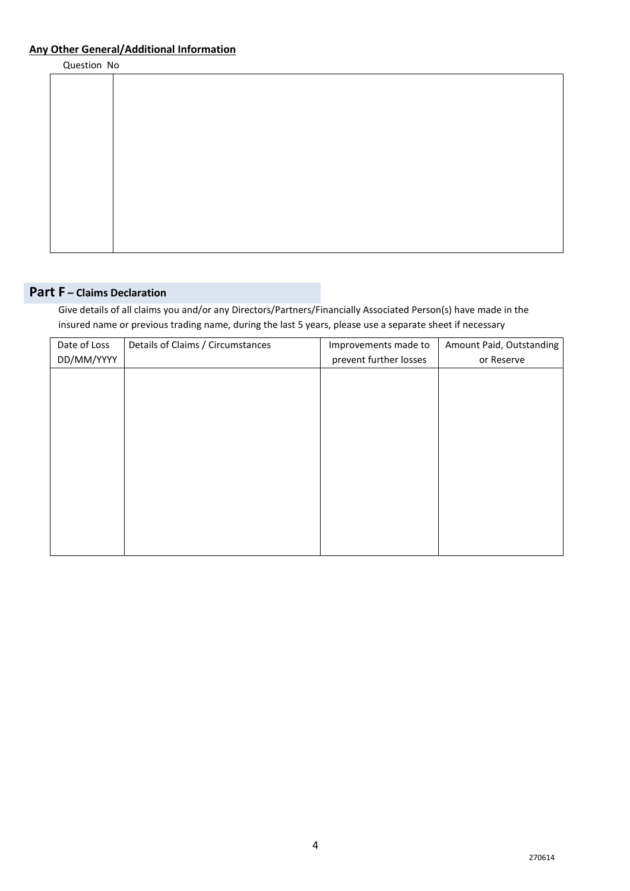**Any Other General/Additional Information**

| Question No | |
|---|---|
| | |

## Part F – Claims Declaration

Give details of all claims you and/or any Directors/Partners/Financially Associated Person(s) have made in the insured name or previous trading name, during the last 5 years, please use a separate sheet if necessary

| Date of Loss DD/MM/YYYY | Details of Claims / Circumstances | Improvements made to prevent further losses | Amount Paid, Outstanding or Reserve |
|---|---|---|---|
| | | | |

270614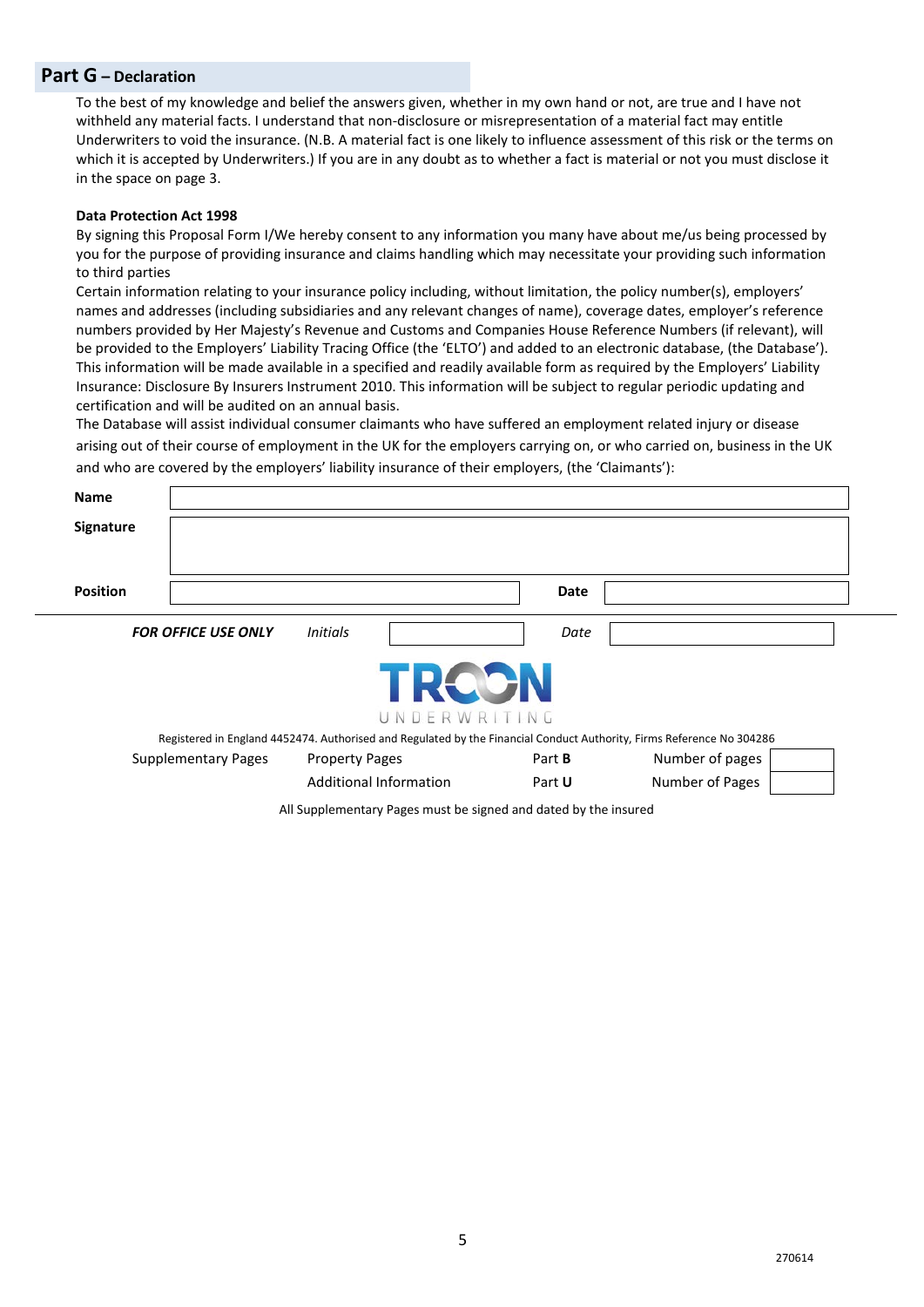## Part G – Declaration

To the best of my knowledge and belief the answers given, whether in my own hand or not, are true and I have not withheld any material facts. I understand that non-disclosure or misrepresentation of a material fact may entitle Underwriters to void the insurance. (N.B. A material fact is one likely to influence assessment of this risk or the terms on which it is accepted by Underwriters.) If you are in any doubt as to whether a fact is material or not you must disclose it in the space on page 3.

**Data Protection Act 1998**

By signing this Proposal Form I/We hereby consent to any information you many have about me/us being processed by you for the purpose of providing insurance and claims handling which may necessitate your providing such information to third parties

Certain information relating to your insurance policy including, without limitation, the policy number(s), employers' names and addresses (including subsidiaries and any relevant changes of name), coverage dates, employer's reference numbers provided by Her Majesty's Revenue and Customs and Companies House Reference Numbers (if relevant), will be provided to the Employers' Liability Tracing Office (the 'ELTO') and added to an electronic database, (the Database'). This information will be made available in a specified and readily available form as required by the Employers' Liability Insurance: Disclosure By Insurers Instrument 2010. This information will be subject to regular periodic updating and certification and will be audited on an annual basis.

The Database will assist individual consumer claimants who have suffered an employment related injury or disease arising out of their course of employment in the UK for the employers carrying on, or who carried on, business in the UK and who are covered by the employers' liability insurance of their employers, (the 'Claimants'):

| | | | |
|---|---|---|---|
| **Name** | | | |
| **Signature** | | | |
| **Position** | | **Date** | |

| | | | |
|---|---|---|---|
| ***FOR OFFICE USE ONLY*** | *Initials* | | *Date* |

TROON UNDERWRITING

Registered in England 4452474. Authorised and Regulated by the Financial Conduct Authority, Firms Reference No 304286

| | | | | |
|---|---|---|---|---|
| Supplementary Pages | Property Pages | Part **B** | Number of pages | |
| | Additional Information | Part **U** | Number of Pages | |

All Supplementary Pages must be signed and dated by the insured

270614